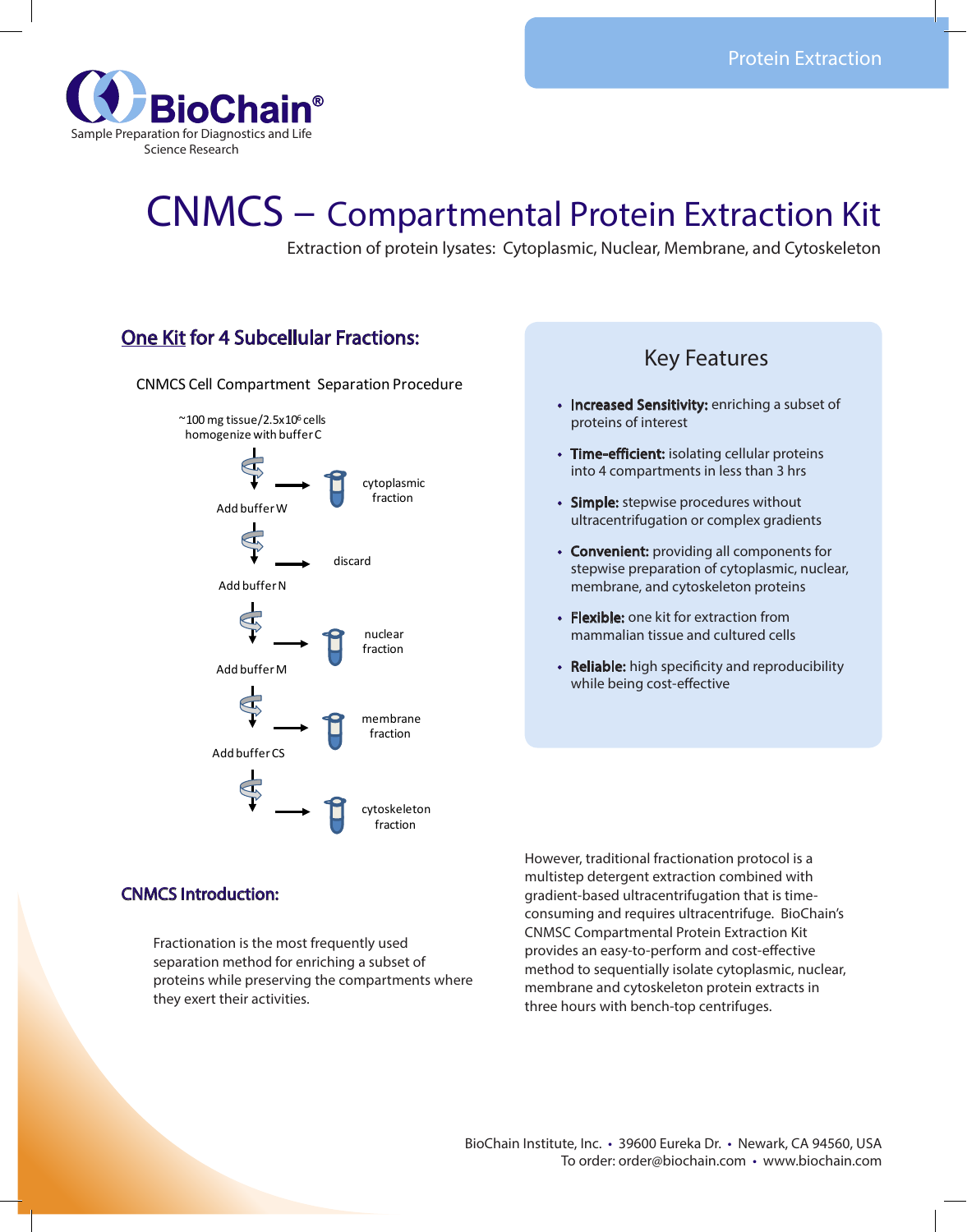Protein Extraction

BioChain®
Sample Preparation for Diagnostics and Life Science Research

# CNMCS – Compartmental Protein Extraction Kit

Extraction of protein lysates: Cytoplasmic, Nuclear, Membrane, and Cytoskeleton

## One Kit for 4 Subcellular Fractions:

CNMCS Cell Compartment Separation Procedure

~100 mg tissue/2.5x$10^6$ cells
homogenize with buffer C

→ cytoplasmic fraction

Add buffer W

→ discard

Add buffer N

→ nuclear fraction

Add buffer M

→ membrane fraction

Add buffer CS

→ cytoskeleton fraction

## Key Features

- **Increased Sensitivity:** enriching a subset of proteins of interest
- **Time-efficient:** isolating cellular proteins into 4 compartments in less than 3 hrs
- **Simple:** stepwise procedures without ultracentrifugation or complex gradients
- **Convenient:** providing all components for stepwise preparation of cytoplasmic, nuclear, membrane, and cytoskeleton proteins
- **Flexible:** one kit for extraction from mammalian tissue and cultured cells
- **Reliable:** high specificity and reproducibility while being cost-effective

## CNMCS Introduction:

Fractionation is the most frequently used separation method for enriching a subset of proteins while preserving the compartments where they exert their activities.

However, traditional fractionation protocol is a multistep detergent extraction combined with gradient-based ultracentrifugation that is time-consuming and requires ultracentrifuge. BioChain's CNMSC Compartmental Protein Extraction Kit provides an easy-to-perform and cost-effective method to sequentially isolate cytoplasmic, nuclear, membrane and cytoskeleton protein extracts in three hours with bench-top centrifuges.

BioChain Institute, Inc. • 39600 Eureka Dr. • Newark, CA 94560, USA
To order: order@biochain.com • www.biochain.com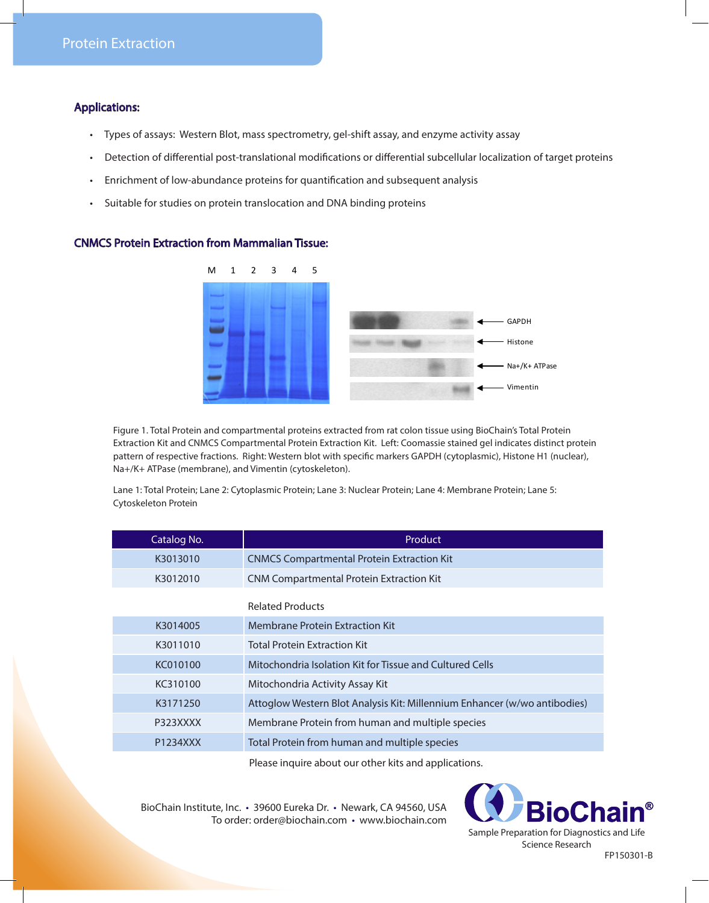## Protein Extraction

### Applications:

- Types of assays: Western Blot, mass spectrometry, gel-shift assay, and enzyme activity assay
- Detection of differential post-translational modifications or differential subcellular localization of target proteins
- Enrichment of low-abundance proteins for quantification and subsequent analysis
- Suitable for studies on protein translocation and DNA binding proteins

### CNMCS Protein Extraction from Mammalian Tissue:

M 1 2 3 4 5

GAPDH

Histone

Na+/K+ ATPase

Vimentin

Figure 1. Total Protein and compartmental proteins extracted from rat colon tissue using BioChain's Total Protein Extraction Kit and CNMCS Compartmental Protein Extraction Kit. Left: Coomassie stained gel indicates distinct protein pattern of respective fractions. Right: Western blot with specific markers GAPDH (cytoplasmic), Histone H1 (nuclear), Na+/K+ ATPase (membrane), and Vimentin (cytoskeleton).

Lane 1: Total Protein; Lane 2: Cytoplasmic Protein; Lane 3: Nuclear Protein; Lane 4: Membrane Protein; Lane 5: Cytoskeleton Protein

| Catalog No. | Product |
|---|---|
| K3013010 | CNMCS Compartmental Protein Extraction Kit |
| K3012010 | CNM Compartmental Protein Extraction Kit |
| | Related Products |
| K3014005 | Membrane Protein Extraction Kit |
| K3011010 | Total Protein Extraction Kit |
| KC010100 | Mitochondria Isolation Kit for Tissue and Cultured Cells |
| KC310100 | Mitochondria Activity Assay Kit |
| K3171250 | Attoglow Western Blot Analysis Kit: Millennium Enhancer (w/wo antibodies) |
| P323XXXX | Membrane Protein from human and multiple species |
| P1234XXX | Total Protein from human and multiple species |

Please inquire about our other kits and applications.

BioChain Institute, Inc. • 39600 Eureka Dr. • Newark, CA 94560, USA
To order: order@biochain.com • www.biochain.com

BioChain®
Sample Preparation for Diagnostics and Life Science Research

FP150301-B